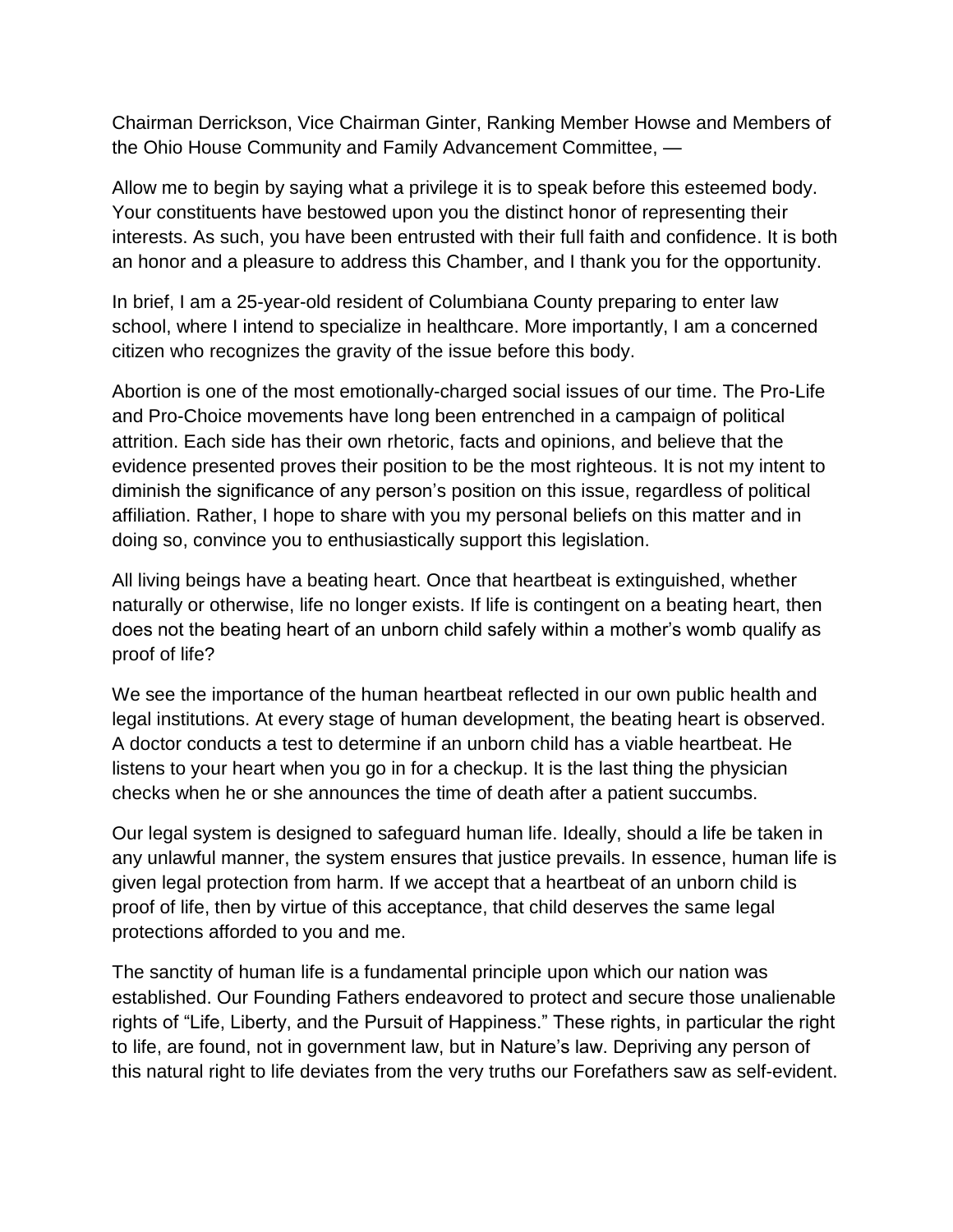Chairman Derrickson, Vice Chairman Ginter, Ranking Member Howse and Members of the Ohio House Community and Family Advancement Committee, —

Allow me to begin by saying what a privilege it is to speak before this esteemed body. Your constituents have bestowed upon you the distinct honor of representing their interests. As such, you have been entrusted with their full faith and confidence. It is both an honor and a pleasure to address this Chamber, and I thank you for the opportunity.

In brief, I am a 25-year-old resident of Columbiana County preparing to enter law school, where I intend to specialize in healthcare. More importantly, I am a concerned citizen who recognizes the gravity of the issue before this body.

Abortion is one of the most emotionally-charged social issues of our time. The Pro-Life and Pro-Choice movements have long been entrenched in a campaign of political attrition. Each side has their own rhetoric, facts and opinions, and believe that the evidence presented proves their position to be the most righteous. It is not my intent to diminish the significance of any person's position on this issue, regardless of political affiliation. Rather, I hope to share with you my personal beliefs on this matter and in doing so, convince you to enthusiastically support this legislation.

All living beings have a beating heart. Once that heartbeat is extinguished, whether naturally or otherwise, life no longer exists. If life is contingent on a beating heart, then does not the beating heart of an unborn child safely within a mother's womb qualify as proof of life?

We see the importance of the human heartbeat reflected in our own public health and legal institutions. At every stage of human development, the beating heart is observed. A doctor conducts a test to determine if an unborn child has a viable heartbeat. He listens to your heart when you go in for a checkup. It is the last thing the physician checks when he or she announces the time of death after a patient succumbs.

Our legal system is designed to safeguard human life. Ideally, should a life be taken in any unlawful manner, the system ensures that justice prevails. In essence, human life is given legal protection from harm. If we accept that a heartbeat of an unborn child is proof of life, then by virtue of this acceptance, that child deserves the same legal protections afforded to you and me.

The sanctity of human life is a fundamental principle upon which our nation was established. Our Founding Fathers endeavored to protect and secure those unalienable rights of "Life, Liberty, and the Pursuit of Happiness." These rights, in particular the right to life, are found, not in government law, but in Nature's law. Depriving any person of this natural right to life deviates from the very truths our Forefathers saw as self-evident.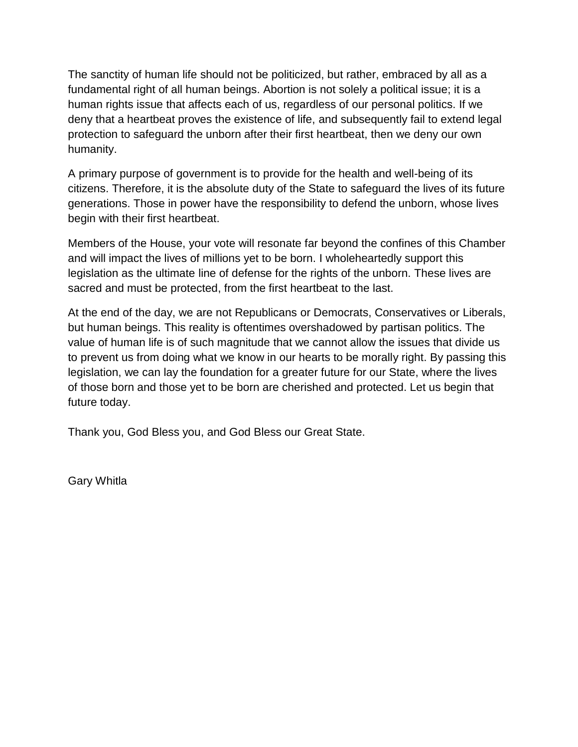The sanctity of human life should not be politicized, but rather, embraced by all as a fundamental right of all human beings. Abortion is not solely a political issue; it is a human rights issue that affects each of us, regardless of our personal politics. If we deny that a heartbeat proves the existence of life, and subsequently fail to extend legal protection to safeguard the unborn after their first heartbeat, then we deny our own humanity.

A primary purpose of government is to provide for the health and well-being of its citizens. Therefore, it is the absolute duty of the State to safeguard the lives of its future generations. Those in power have the responsibility to defend the unborn, whose lives begin with their first heartbeat.

Members of the House, your vote will resonate far beyond the confines of this Chamber and will impact the lives of millions yet to be born. I wholeheartedly support this legislation as the ultimate line of defense for the rights of the unborn. These lives are sacred and must be protected, from the first heartbeat to the last.

At the end of the day, we are not Republicans or Democrats, Conservatives or Liberals, but human beings. This reality is oftentimes overshadowed by partisan politics. The value of human life is of such magnitude that we cannot allow the issues that divide us to prevent us from doing what we know in our hearts to be morally right. By passing this legislation, we can lay the foundation for a greater future for our State, where the lives of those born and those yet to be born are cherished and protected. Let us begin that future today.

Thank you, God Bless you, and God Bless our Great State.

Gary Whitla